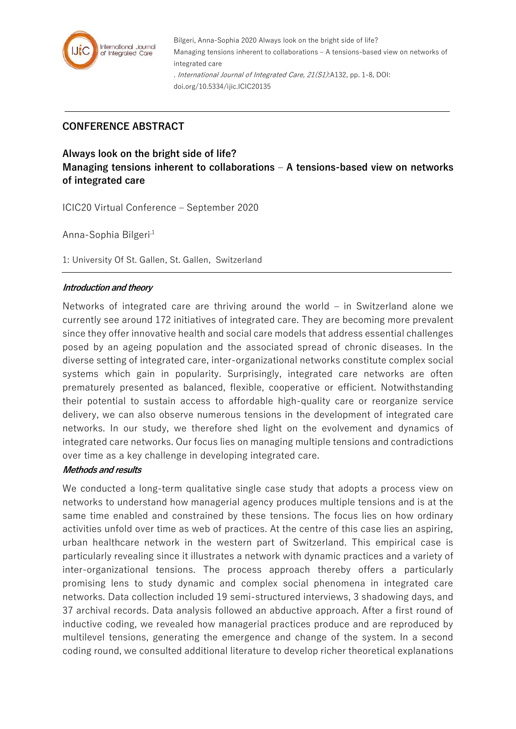## CONFERENCE ABSTRACT

# Always look on the bright side of life?
# Managing tensions inherent to collaborations – A tensions-based view on networks of integrated care

ICIC20 Virtual Conference – September 2020

Anna-Sophia Bilgeri[1]

1: University Of St. Gallen, St. Gallen, Switzerland

### *Introduction and theory*

Networks of integrated care are thriving around the world – in Switzerland alone we currently see around 172 initiatives of integrated care. They are becoming more prevalent since they offer innovative health and social care models that address essential challenges posed by an ageing population and the associated spread of chronic diseases. In the diverse setting of integrated care, inter-organizational networks constitute complex social systems which gain in popularity. Surprisingly, integrated care networks are often prematurely presented as balanced, flexible, cooperative or efficient. Notwithstanding their potential to sustain access to affordable high-quality care or reorganize service delivery, we can also observe numerous tensions in the development of integrated care networks. In our study, we therefore shed light on the evolvement and dynamics of integrated care networks. Our focus lies on managing multiple tensions and contradictions over time as a key challenge in developing integrated care.

### *Methods and results*

We conducted a long-term qualitative single case study that adopts a process view on networks to understand how managerial agency produces multiple tensions and is at the same time enabled and constrained by these tensions. The focus lies on how ordinary activities unfold over time as web of practices. At the centre of this case lies an aspiring, urban healthcare network in the western part of Switzerland. This empirical case is particularly revealing since it illustrates a network with dynamic practices and a variety of inter-organizational tensions. The process approach thereby offers a particularly promising lens to study dynamic and complex social phenomena in integrated care networks. Data collection included 19 semi-structured interviews, 3 shadowing days, and 37 archival records. Data analysis followed an abductive approach. After a first round of inductive coding, we revealed how managerial practices produce and are reproduced by multilevel tensions, generating the emergence and change of the system. In a second coding round, we consulted additional literature to develop richer theoretical explanations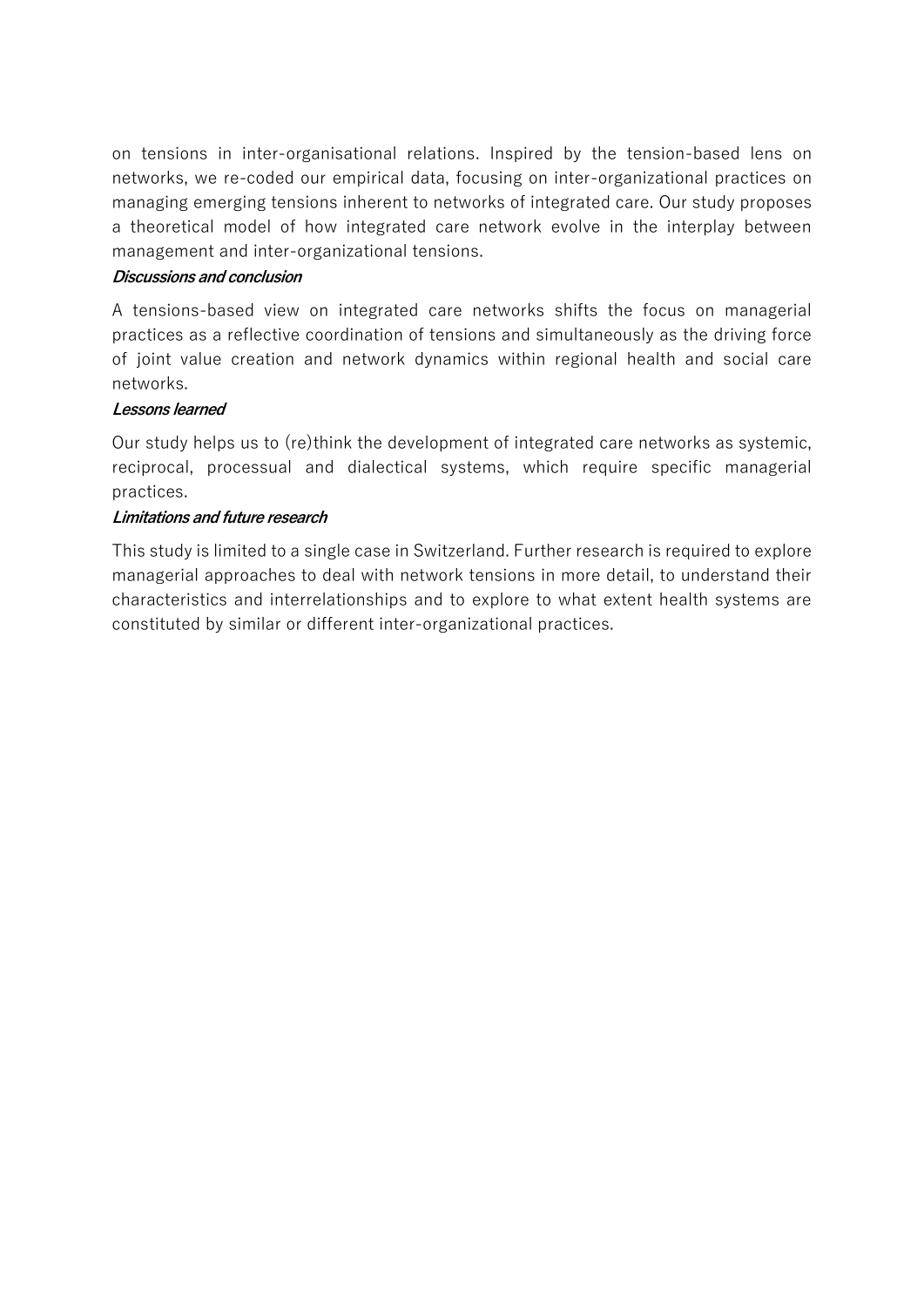on tensions in inter-organisational relations. Inspired by the tension-based lens on networks, we re-coded our empirical data, focusing on inter-organizational practices on managing emerging tensions inherent to networks of integrated care. Our study proposes a theoretical model of how integrated care network evolve in the interplay between management and inter-organizational tensions.

***Discussions and conclusion***

A tensions-based view on integrated care networks shifts the focus on managerial practices as a reflective coordination of tensions and simultaneously as the driving force of joint value creation and network dynamics within regional health and social care networks.

***Lessons learned***

Our study helps us to (re)think the development of integrated care networks as systemic, reciprocal, processual and dialectical systems, which require specific managerial practices.

***Limitations and future research***

This study is limited to a single case in Switzerland. Further research is required to explore managerial approaches to deal with network tensions in more detail, to understand their characteristics and interrelationships and to explore to what extent health systems are constituted by similar or different inter-organizational practices.